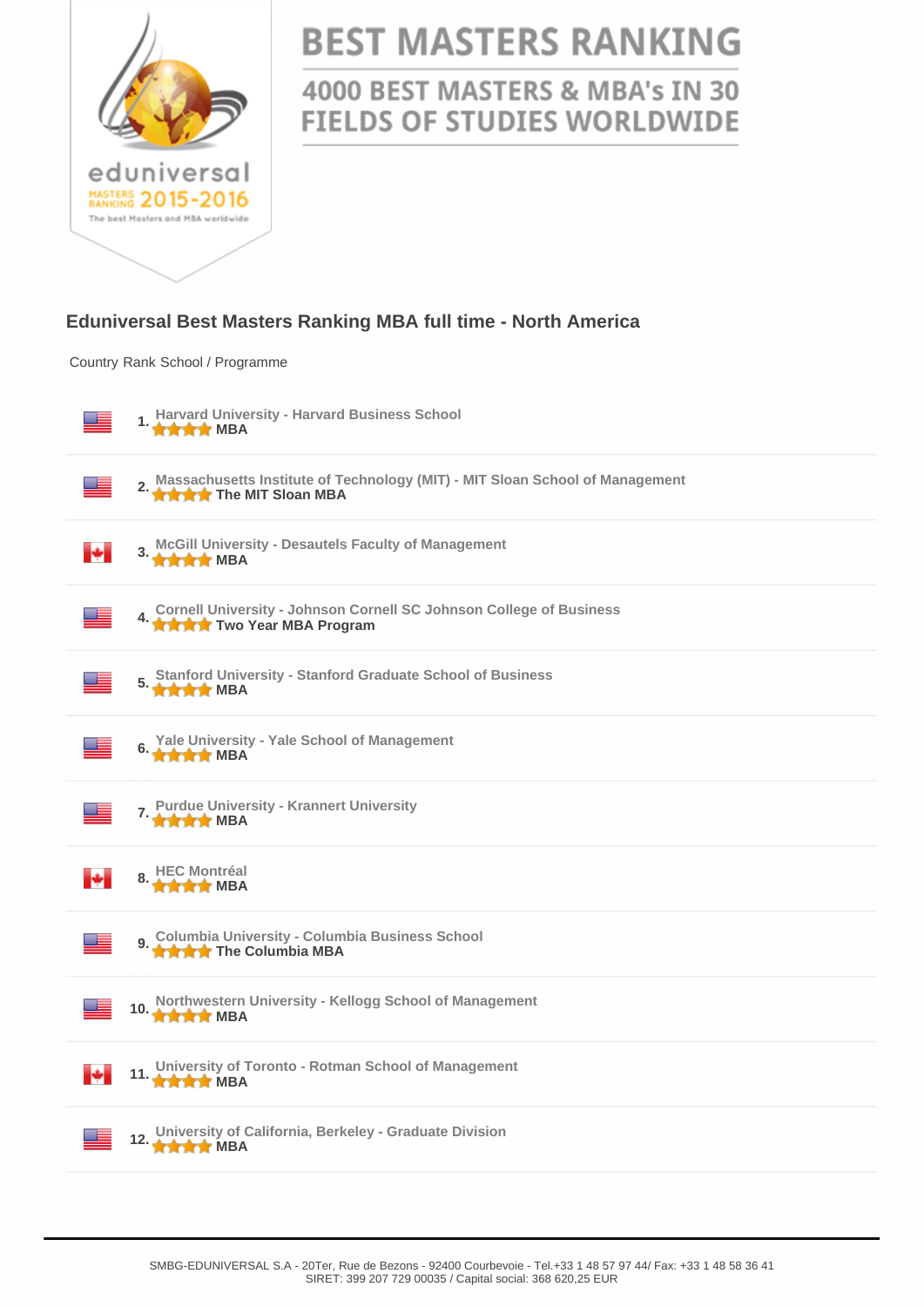# BEST MASTERS RANKING

## 4000 BEST MASTERS & MBA's IN 30 FIELDS OF STUDIES WORLDWIDE

eduniversal MASTERS RANKING 2015-2016
The best Masters and MBA worldwide

## Eduniversal Best Masters Ranking MBA full time - North America

| Country | Rank | School / Programme |
|---|---|---|
| USA | 1. | Harvard University - Harvard Business School<br>MBA |
| USA | 2. | Massachusetts Institute of Technology (MIT) - MIT Sloan School of Management<br>The MIT Sloan MBA |
| Canada | 3. | McGill University - Desautels Faculty of Management<br>MBA |
| USA | 4. | Cornell University - Johnson Cornell SC Johnson College of Business<br>Two Year MBA Program |
| USA | 5. | Stanford University - Stanford Graduate School of Business<br>MBA |
| USA | 6. | Yale University - Yale School of Management<br>MBA |
| USA | 7. | Purdue University - Krannert University<br>MBA |
| Canada | 8. | HEC Montréal<br>MBA |
| USA | 9. | Columbia University - Columbia Business School<br>The Columbia MBA |
| USA | 10. | Northwestern University - Kellogg School of Management<br>MBA |
| Canada | 11. | University of Toronto - Rotman School of Management<br>MBA |
| USA | 12. | University of California, Berkeley - Graduate Division<br>MBA |

SMBG-EDUNIVERSAL S.A - 20Ter, Rue de Bezons - 92400 Courbevoie - Tel.+33 1 48 57 97 44/ Fax: +33 1 48 58 36 41
SIRET: 399 207 729 00035 / Capital social: 368 620,25 EUR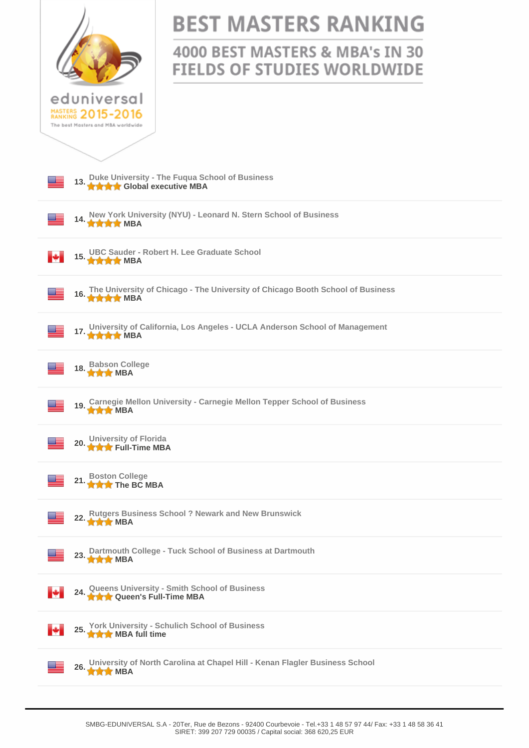# BEST MASTERS RANKING

## 4000 BEST MASTERS & MBA's IN 30 FIELDS OF STUDIES WORLDWIDE

eduniversal MASTERS RANKING 2015-2016

The best Masters and MBA worldwide

13. Duke University - The Fuqua School of Business
★★★★ **Global executive MBA**

14. New York University (NYU) - Leonard N. Stern School of Business
★★★★ **MBA**

15. UBC Sauder - Robert H. Lee Graduate School
★★★★ **MBA**

16. The University of Chicago - The University of Chicago Booth School of Business
★★★★ **MBA**

17. University of California, Los Angeles - UCLA Anderson School of Management
★★★★ **MBA**

18. Babson College
★★★ **MBA**

19. Carnegie Mellon University - Carnegie Mellon Tepper School of Business
★★★ **MBA**

20. University of Florida
★★★ **Full-Time MBA**

21. Boston College
★★★ **The BC MBA**

22. Rutgers Business School ? Newark and New Brunswick
★★★ **MBA**

23. Dartmouth College - Tuck School of Business at Dartmouth
★★★ **MBA**

24. Queens University - Smith School of Business
★★★ **Queen's Full-Time MBA**

25. York University - Schulich School of Business
★★★ **MBA full time**

26. University of North Carolina at Chapel Hill - Kenan Flagler Business School
★★★ **MBA**

SMBG-EDUNIVERSAL S.A - 20Ter, Rue de Bezons - 92400 Courbevoie - Tel.+33 1 48 57 97 44/ Fax: +33 1 48 58 36 41
SIRET: 399 207 729 00035 / Capital social: 368 620,25 EUR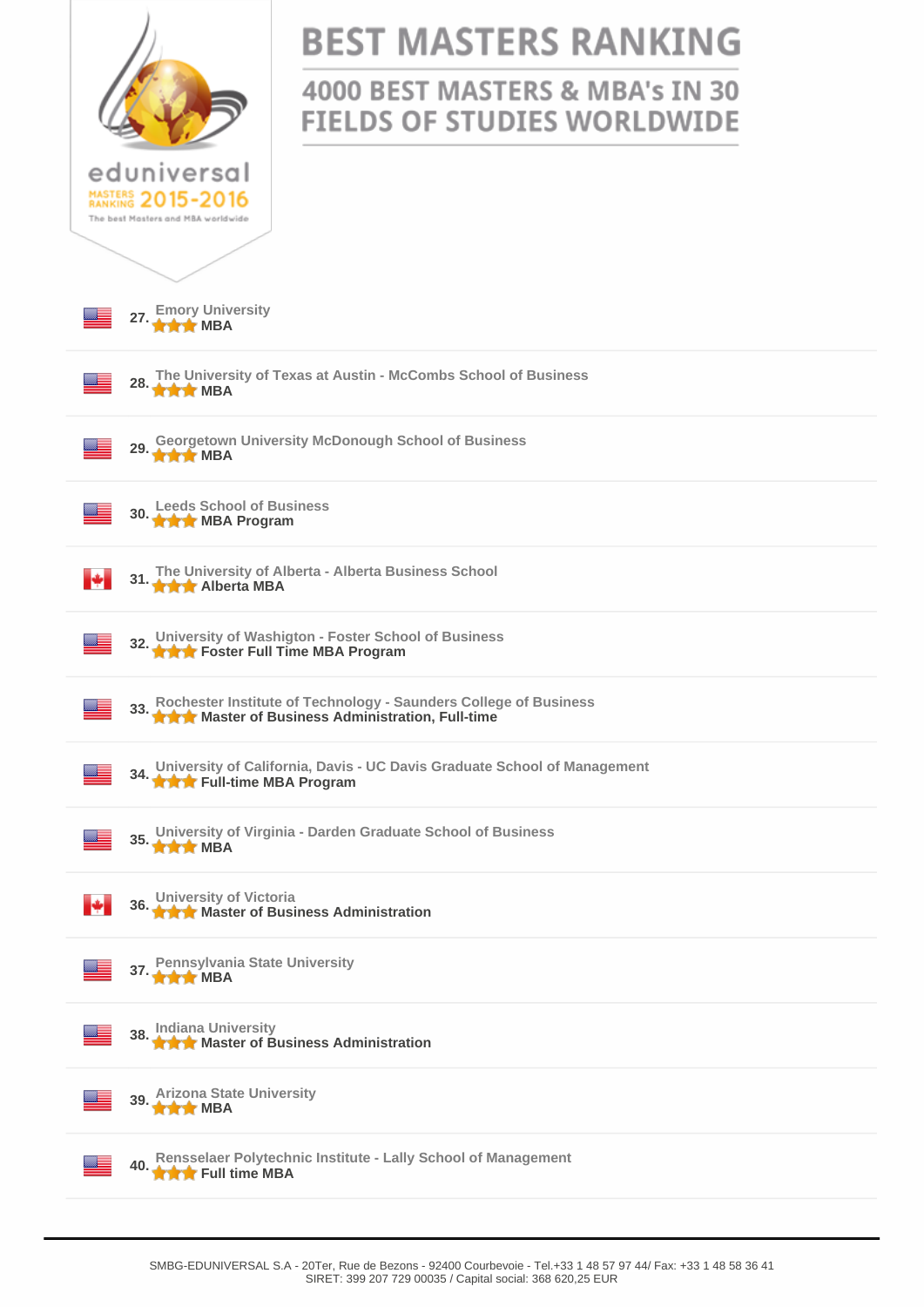eduniversal

MASTERS RANKING 2015-2016

The best Masters and MBA worldwide

# BEST MASTERS RANKING

## 4000 BEST MASTERS & MBA's IN 30 FIELDS OF STUDIES WORLDWIDE

27. Emory University
**MBA**

28. The University of Texas at Austin - McCombs School of Business
**MBA**

29. Georgetown University McDonough School of Business
**MBA**

30. Leeds School of Business
**MBA Program**

31. The University of Alberta - Alberta Business School
**Alberta MBA**

32. University of Washigton - Foster School of Business
**Foster Full Time MBA Program**

33. Rochester Institute of Technology - Saunders College of Business
**Master of Business Administration, Full-time**

34. University of California, Davis - UC Davis Graduate School of Management
**Full-time MBA Program**

35. University of Virginia - Darden Graduate School of Business
**MBA**

36. University of Victoria
**Master of Business Administration**

37. Pennsylvania State University
**MBA**

38. Indiana University
**Master of Business Administration**

39. Arizona State University
**MBA**

40. Rensselaer Polytechnic Institute - Lally School of Management
**Full time MBA**

SMBG-EDUNIVERSAL S.A - 20Ter, Rue de Bezons - 92400 Courbevoie - Tel.+33 1 48 57 97 44/ Fax: +33 1 48 58 36 41
SIRET: 399 207 729 00035 / Capital social: 368 620,25 EUR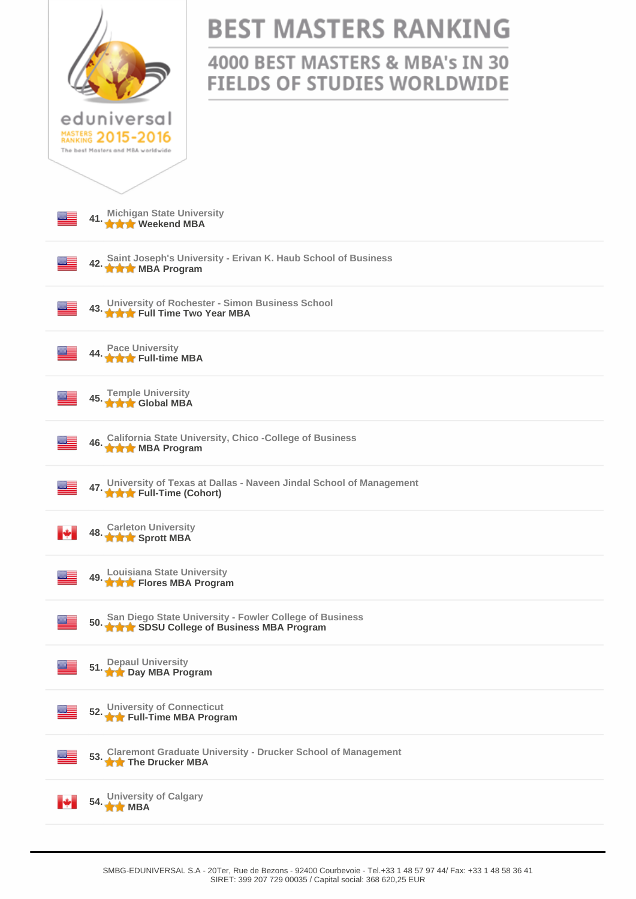# BEST MASTERS RANKING

## 4000 BEST MASTERS & MBA's IN 30 FIELDS OF STUDIES WORLDWIDE

eduniversal MASTERS RANKING 2015-2016
The best Masters and MBA worldwide

41. Michigan State University
★★★ **Weekend MBA**

42. Saint Joseph's University - Erivan K. Haub School of Business
★★★ **MBA Program**

43. University of Rochester - Simon Business School
★★★ **Full Time Two Year MBA**

44. Pace University
★★★ **Full-time MBA**

45. Temple University
★★★ **Global MBA**

46. California State University, Chico -College of Business
★★★ **MBA Program**

47. University of Texas at Dallas - Naveen Jindal School of Management
★★★ **Full-Time (Cohort)**

48. Carleton University
★★★ **Sprott MBA**

49. Louisiana State University
★★★ **Flores MBA Program**

50. San Diego State University - Fowler College of Business
★★★ **SDSU College of Business MBA Program**

51. Depaul University
★★ **Day MBA Program**

52. University of Connecticut
★★ **Full-Time MBA Program**

53. Claremont Graduate University - Drucker School of Management
★★ **The Drucker MBA**

54. University of Calgary
★★ **MBA**

SMBG-EDUNIVERSAL S.A - 20Ter, Rue de Bezons - 92400 Courbevoie - Tel.+33 1 48 57 97 44/ Fax: +33 1 48 58 36 41
SIRET: 399 207 729 00035 / Capital social: 368 620,25 EUR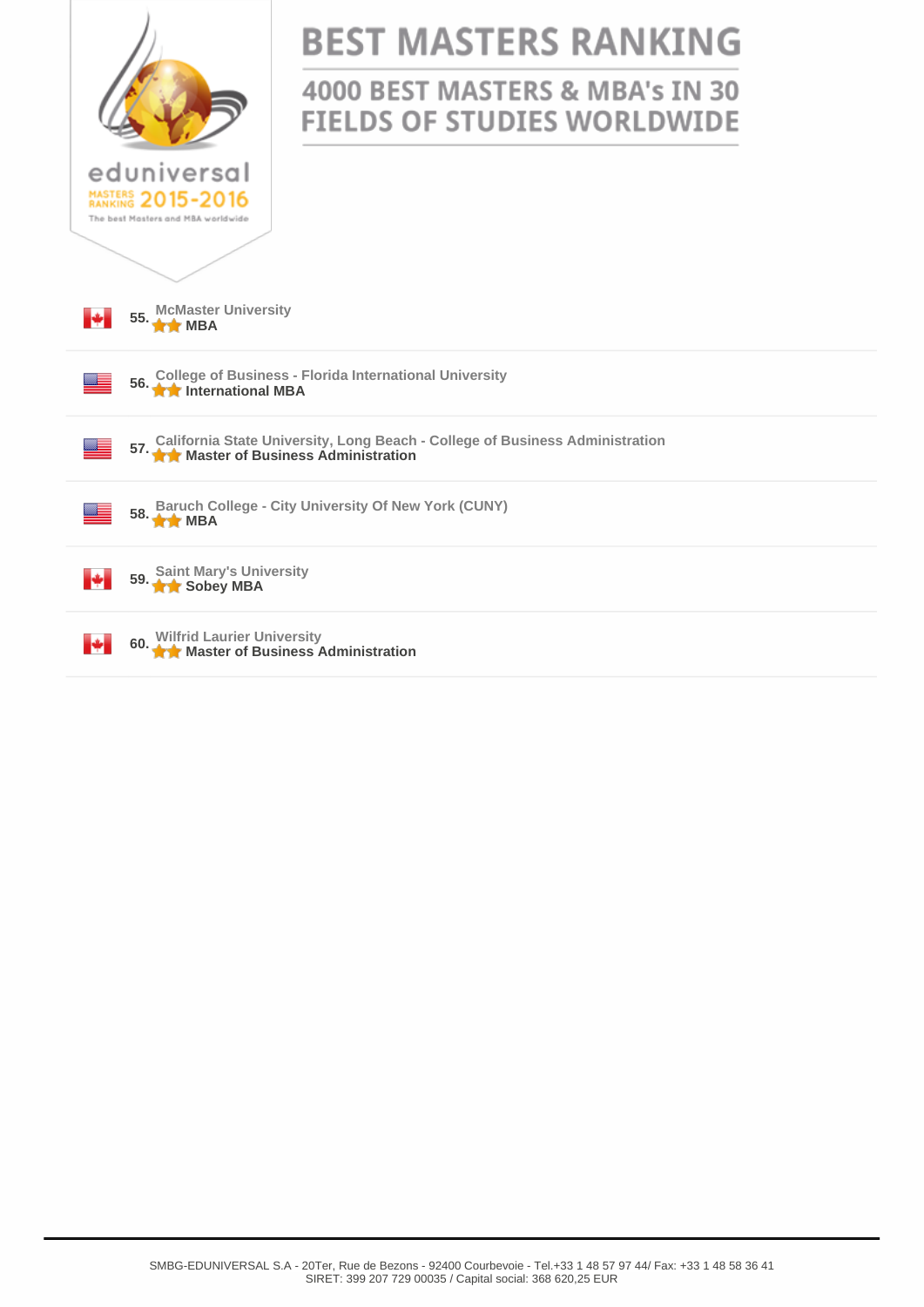# BEST MASTERS RANKING

## 4000 BEST MASTERS & MBA's IN 30 FIELDS OF STUDIES WORLDWIDE

eduniversal
MASTERS RANKING 2015-2016
The best Masters and MBA worldwide

55. McMaster University
**MBA**

56. College of Business - Florida International University
**International MBA**

57. California State University, Long Beach - College of Business Administration
**Master of Business Administration**

58. Baruch College - City University Of New York (CUNY)
**MBA**

59. Saint Mary's University
**Sobey MBA**

60. Wilfrid Laurier University
**Master of Business Administration**

SMBG-EDUNIVERSAL S.A - 20Ter, Rue de Bezons - 92400 Courbevoie - Tel.+33 1 48 57 97 44/ Fax: +33 1 48 58 36 41
SIRET: 399 207 729 00035 / Capital social: 368 620,25 EUR